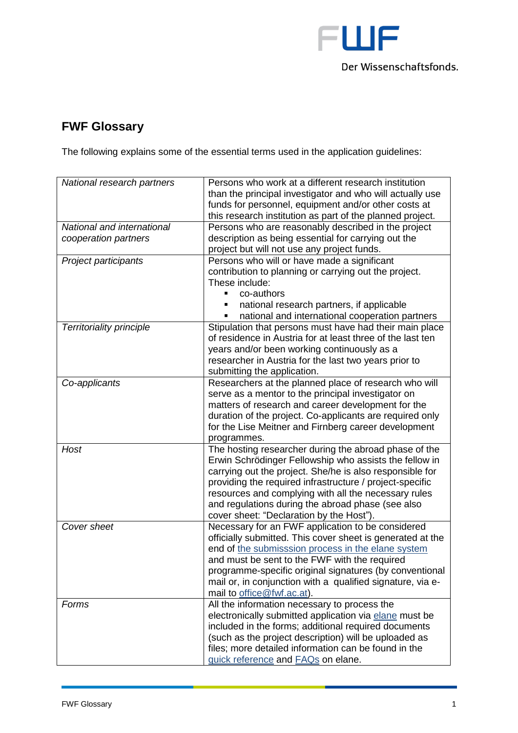## FWF Glossary

The following explains some of the essential terms used in the application guidelines:

| | |
|---|---|
| *National research partners* | Persons who work at a different research institution than the principal investigator and who will actually use funds for personnel, equipment and/or other costs at this research institution as part of the planned project. |
| *National and international cooperation partners* | Persons who are reasonably described in the project description as being essential for carrying out the project but will not use any project funds. |
| *Project participants* | Persons who will or have made a significant contribution to planning or carrying out the project. These include: <br>▪ co-authors <br>▪ national research partners, if applicable <br>▪ national and international cooperation partners |
| *Territoriality principle* | Stipulation that persons must have had their main place of residence in Austria for at least three of the last ten years and/or been working continuously as a researcher in Austria for the last two years prior to submitting the application. |
| *Co-applicants* | Researchers at the planned place of research who will serve as a mentor to the principal investigator on matters of research and career development for the duration of the project. Co-applicants are required only for the Lise Meitner and Firnberg career development programmes. |
| *Host* | The hosting researcher during the abroad phase of the Erwin Schrödinger Fellowship who assists the fellow in carrying out the project. She/he is also responsible for providing the required infrastructure / project-specific resources and complying with all the necessary rules and regulations during the abroad phase (see also cover sheet: "Declaration by the Host"). |
| *Cover sheet* | Necessary for an FWF application to be considered officially submitted. This cover sheet is generated at the end of the submisssion process in the elane system and must be sent to the FWF with the required programme-specific original signatures (by conventional mail or, in conjunction with a qualified signature, via e-mail to office@fwf.ac.at). |
| *Forms* | All the information necessary to process the electronically submitted application via elane must be included in the forms; additional required documents (such as the project description) will be uploaded as files; more detailed information can be found in the quick reference and FAQs on elane. |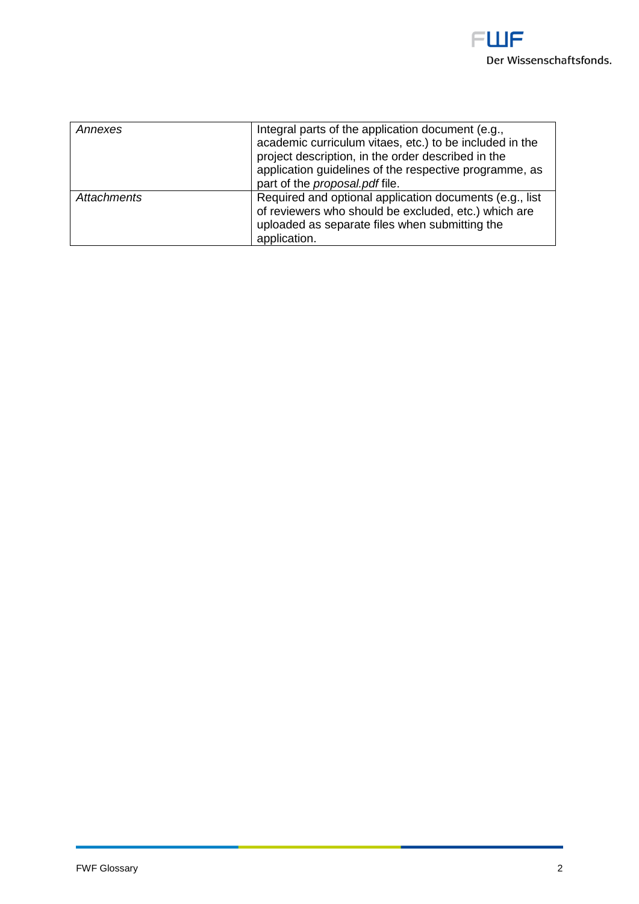| | |
|---|---|
| *Annexes* | Integral parts of the application document (e.g., academic curriculum vitaes, etc.) to be included in the project description, in the order described in the application guidelines of the respective programme, as part of the *proposal.pdf* file. |
| *Attachments* | Required and optional application documents (e.g., list of reviewers who should be excluded, etc.) which are uploaded as separate files when submitting the application. |